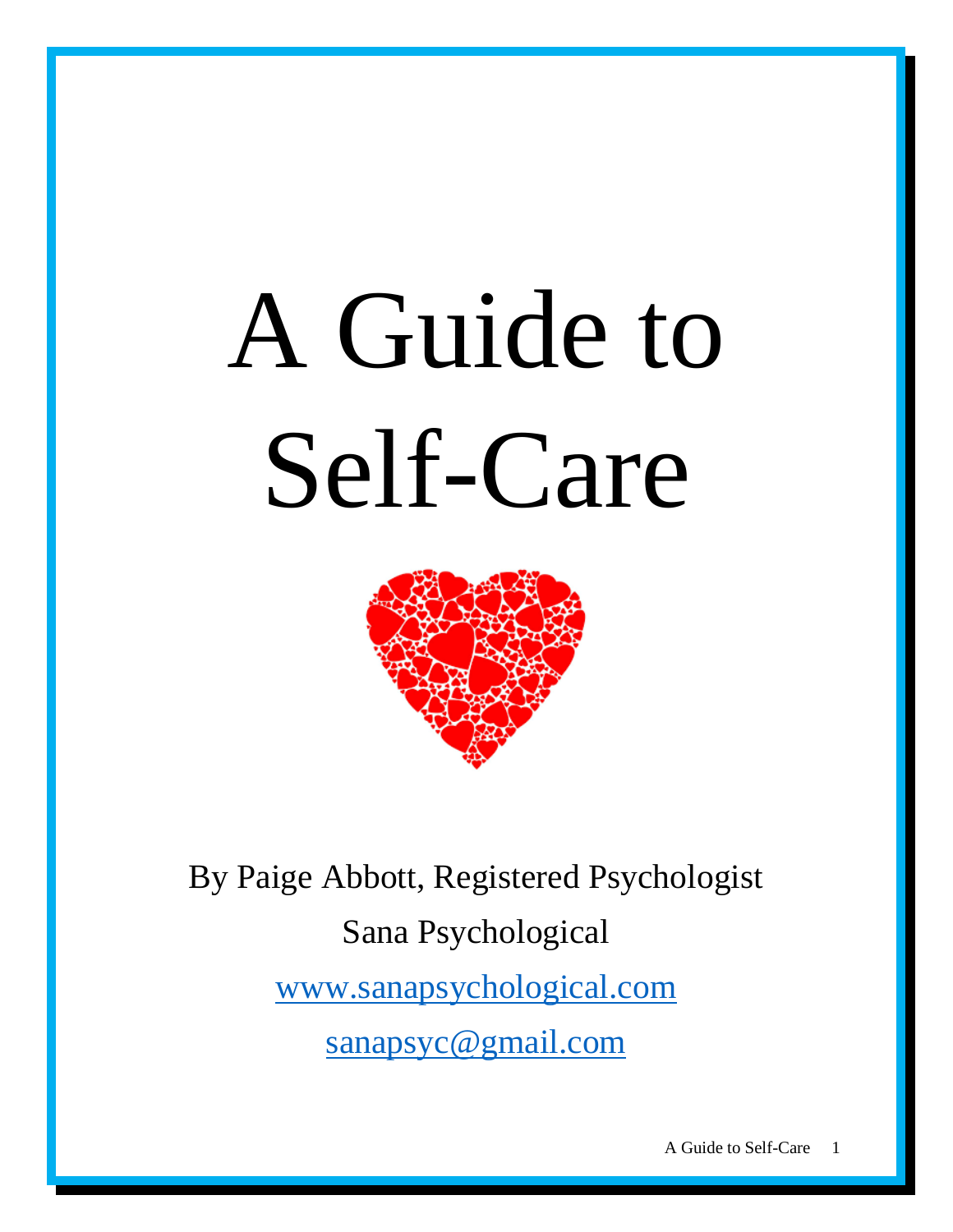# A Guide to Self-Care

By Paige Abbott, Registered Psychologist

Sana Psychological

www.sanapsychological.com

sanapsyc@gmail.com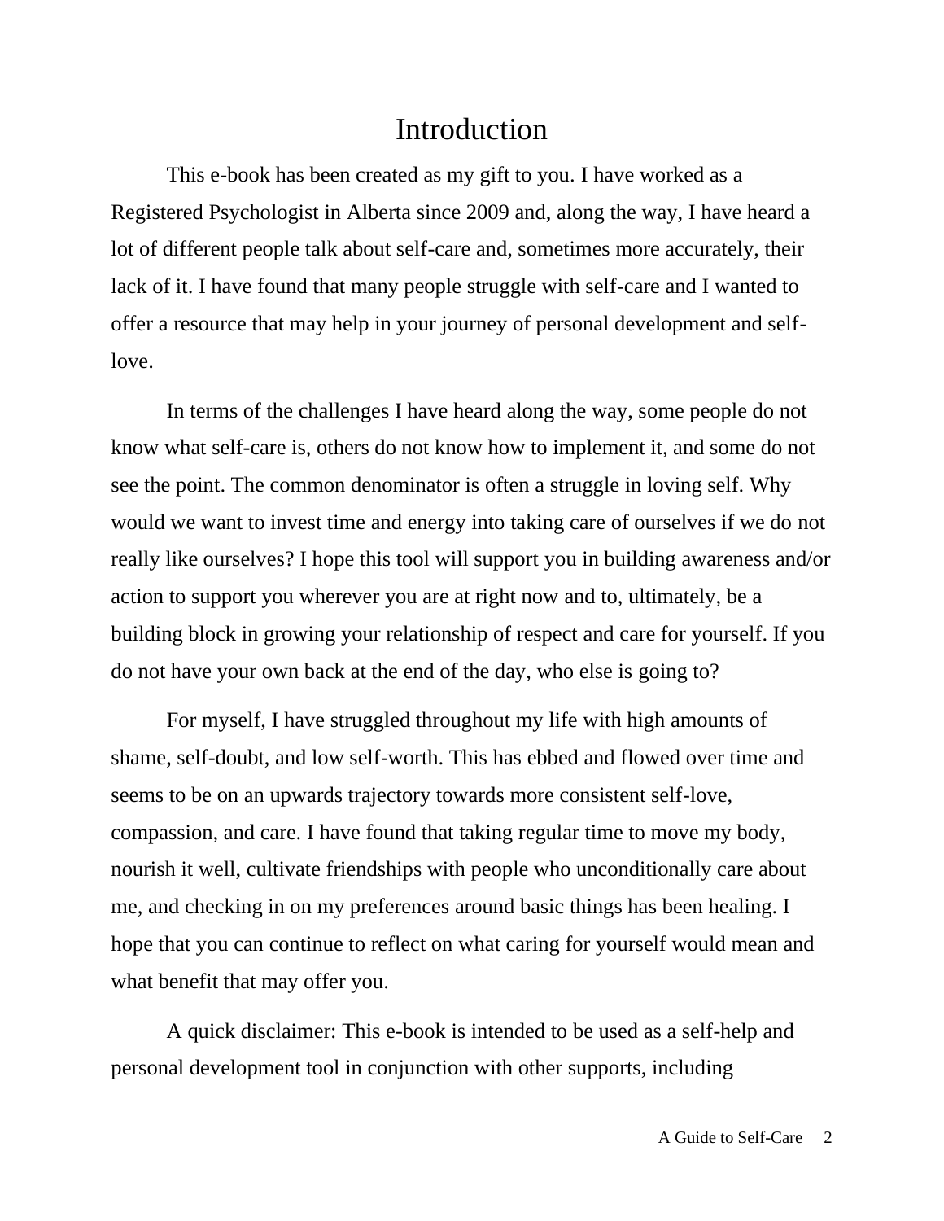# Introduction

This e-book has been created as my gift to you. I have worked as a Registered Psychologist in Alberta since 2009 and, along the way, I have heard a lot of different people talk about self-care and, sometimes more accurately, their lack of it. I have found that many people struggle with self-care and I wanted to offer a resource that may help in your journey of personal development and self-love.

In terms of the challenges I have heard along the way, some people do not know what self-care is, others do not know how to implement it, and some do not see the point. The common denominator is often a struggle in loving self. Why would we want to invest time and energy into taking care of ourselves if we do not really like ourselves? I hope this tool will support you in building awareness and/or action to support you wherever you are at right now and to, ultimately, be a building block in growing your relationship of respect and care for yourself. If you do not have your own back at the end of the day, who else is going to?

For myself, I have struggled throughout my life with high amounts of shame, self-doubt, and low self-worth. This has ebbed and flowed over time and seems to be on an upwards trajectory towards more consistent self-love, compassion, and care. I have found that taking regular time to move my body, nourish it well, cultivate friendships with people who unconditionally care about me, and checking in on my preferences around basic things has been healing. I hope that you can continue to reflect on what caring for yourself would mean and what benefit that may offer you.

A quick disclaimer: This e-book is intended to be used as a self-help and personal development tool in conjunction with other supports, including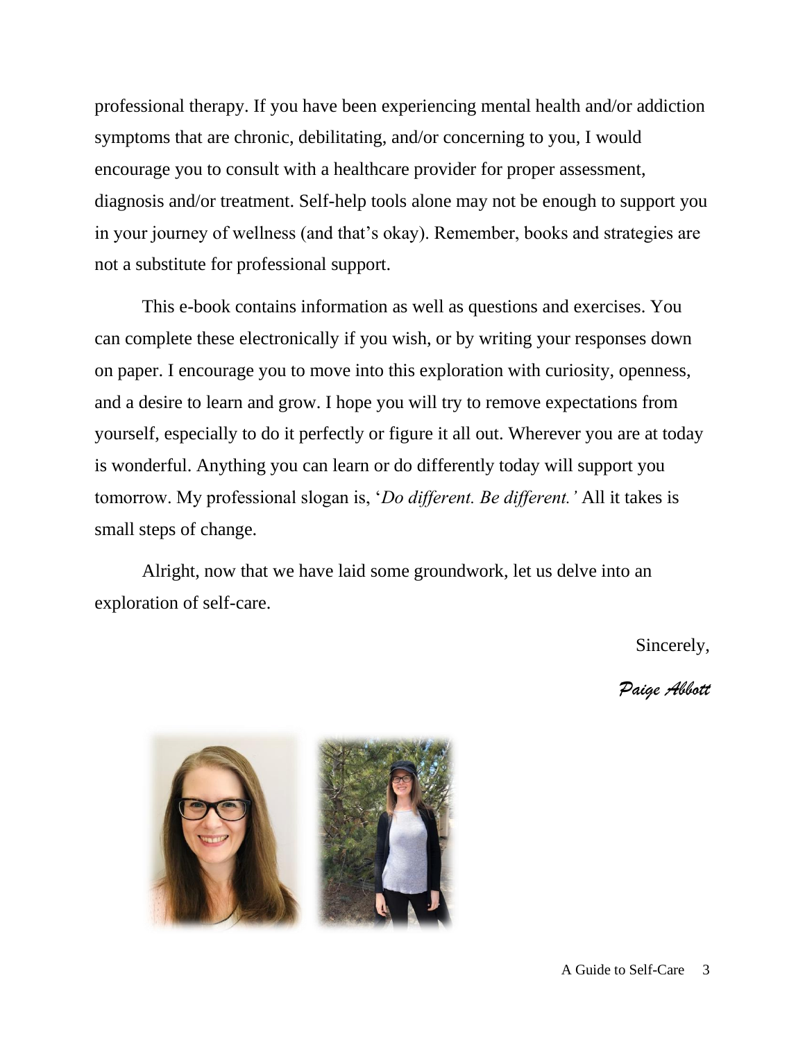professional therapy. If you have been experiencing mental health and/or addiction symptoms that are chronic, debilitating, and/or concerning to you, I would encourage you to consult with a healthcare provider for proper assessment, diagnosis and/or treatment. Self-help tools alone may not be enough to support you in your journey of wellness (and that's okay). Remember, books and strategies are not a substitute for professional support.

This e-book contains information as well as questions and exercises. You can complete these electronically if you wish, or by writing your responses down on paper. I encourage you to move into this exploration with curiosity, openness, and a desire to learn and grow. I hope you will try to remove expectations from yourself, especially to do it perfectly or figure it all out. Wherever you are at today is wonderful. Anything you can learn or do differently today will support you tomorrow. My professional slogan is, '*Do different. Be different.'* All it takes is small steps of change.

Alright, now that we have laid some groundwork, let us delve into an exploration of self-care.

Sincerely,

*Paige Abbott*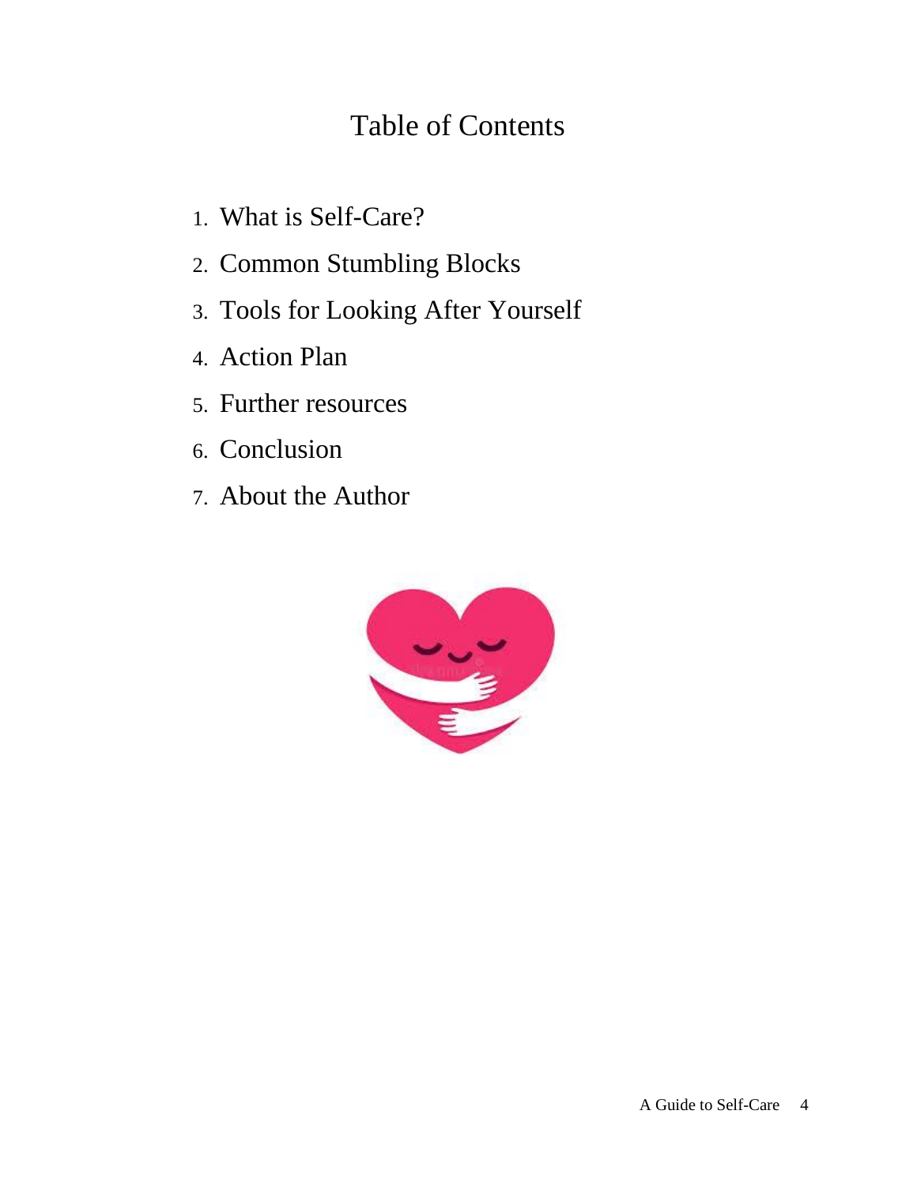# Table of Contents

1. What is Self-Care?
2. Common Stumbling Blocks
3. Tools for Looking After Yourself
4. Action Plan
5. Further resources
6. Conclusion
7. About the Author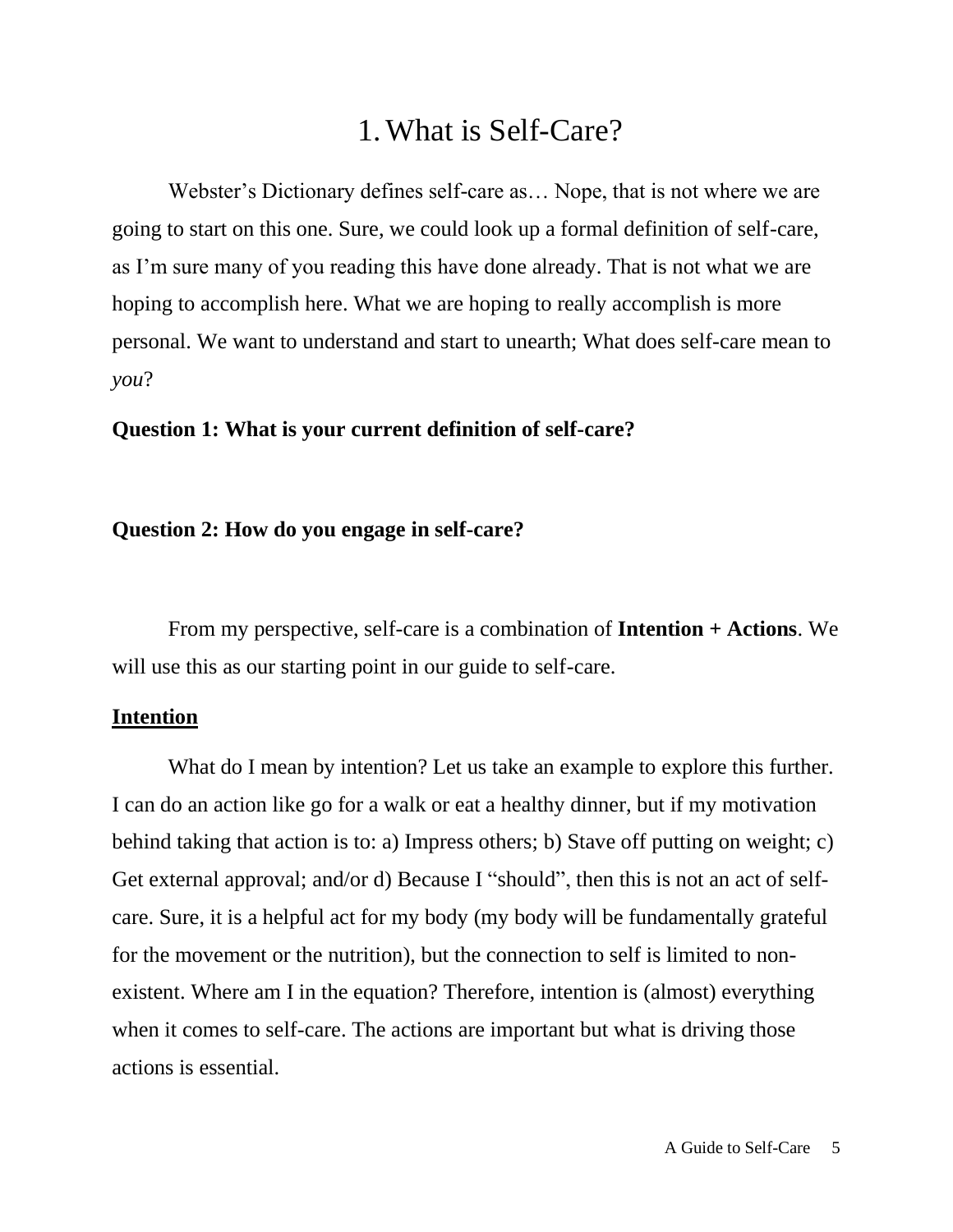# 1. What is Self-Care?

Webster's Dictionary defines self-care as… Nope, that is not where we are going to start on this one. Sure, we could look up a formal definition of self-care, as I'm sure many of you reading this have done already. That is not what we are hoping to accomplish here. What we are hoping to really accomplish is more personal. We want to understand and start to unearth; What does self-care mean to *you*?

**Question 1: What is your current definition of self-care?**

**Question 2: How do you engage in self-care?**

From my perspective, self-care is a combination of **Intention + Actions**. We will use this as our starting point in our guide to self-care.

## Intention

What do I mean by intention? Let us take an example to explore this further. I can do an action like go for a walk or eat a healthy dinner, but if my motivation behind taking that action is to: a) Impress others; b) Stave off putting on weight; c) Get external approval; and/or d) Because I "should", then this is not an act of self-care. Sure, it is a helpful act for my body (my body will be fundamentally grateful for the movement or the nutrition), but the connection to self is limited to non-existent. Where am I in the equation? Therefore, intention is (almost) everything when it comes to self-care. The actions are important but what is driving those actions is essential.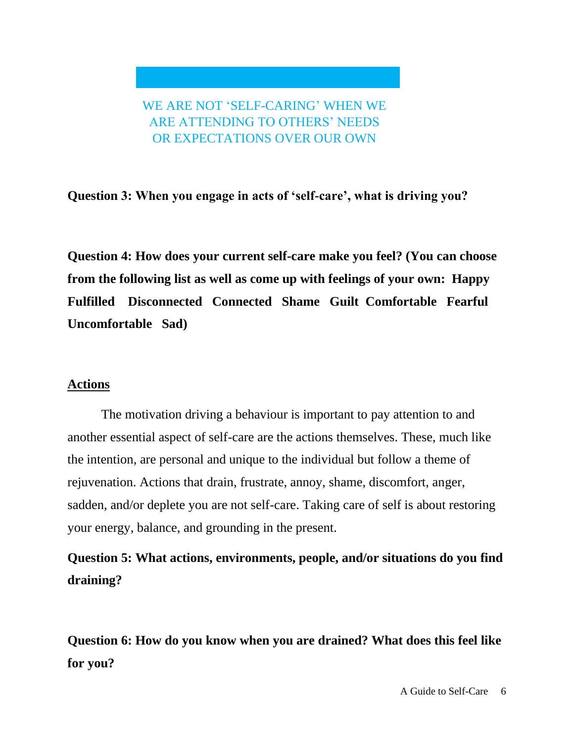WE ARE NOT 'SELF-CARING' WHEN WE ARE ATTENDING TO OTHERS' NEEDS OR EXPECTATIONS OVER OUR OWN

**Question 3: When you engage in acts of 'self-care', what is driving you?**

**Question 4: How does your current self-care make you feel? (You can choose from the following list as well as come up with feelings of your own: Happy Fulfilled Disconnected Connected Shame Guilt Comfortable Fearful Uncomfortable Sad)**

## Actions

The motivation driving a behaviour is important to pay attention to and another essential aspect of self-care are the actions themselves. These, much like the intention, are personal and unique to the individual but follow a theme of rejuvenation. Actions that drain, frustrate, annoy, shame, discomfort, anger, sadden, and/or deplete you are not self-care. Taking care of self is about restoring your energy, balance, and grounding in the present.

**Question 5: What actions, environments, people, and/or situations do you find draining?**

**Question 6: How do you know when you are drained? What does this feel like for you?**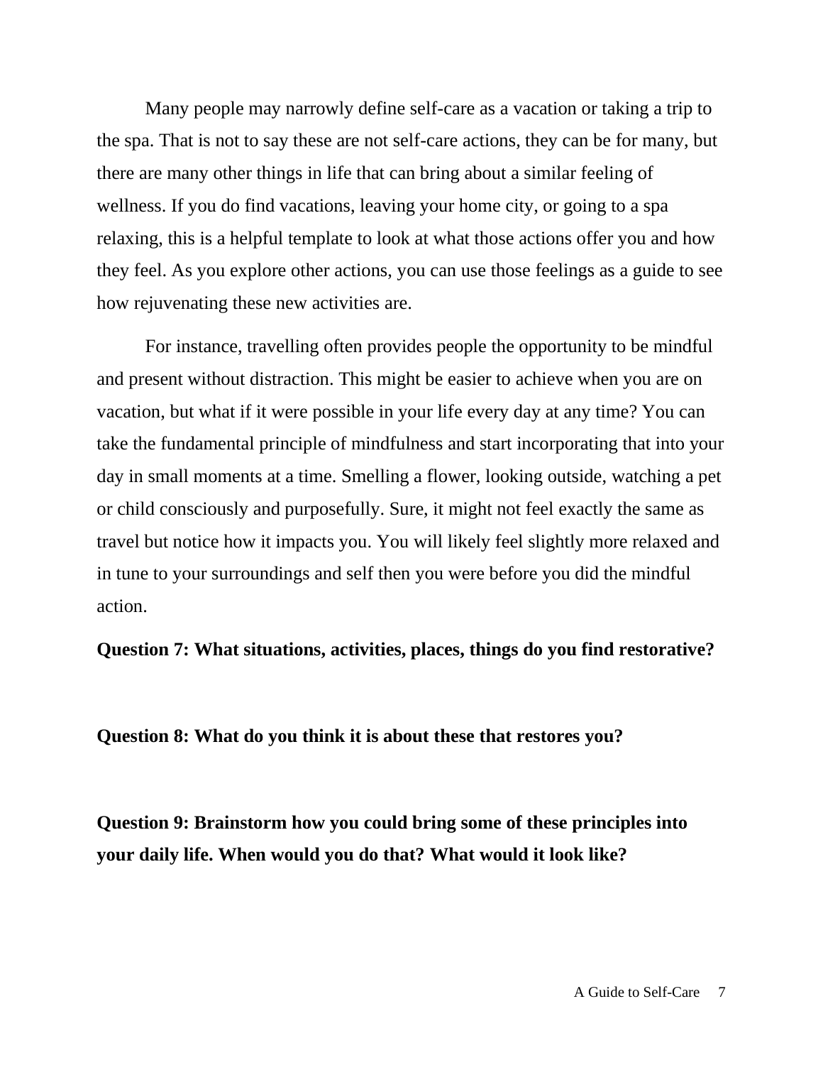Many people may narrowly define self-care as a vacation or taking a trip to the spa. That is not to say these are not self-care actions, they can be for many, but there are many other things in life that can bring about a similar feeling of wellness. If you do find vacations, leaving your home city, or going to a spa relaxing, this is a helpful template to look at what those actions offer you and how they feel. As you explore other actions, you can use those feelings as a guide to see how rejuvenating these new activities are.

For instance, travelling often provides people the opportunity to be mindful and present without distraction. This might be easier to achieve when you are on vacation, but what if it were possible in your life every day at any time? You can take the fundamental principle of mindfulness and start incorporating that into your day in small moments at a time. Smelling a flower, looking outside, watching a pet or child consciously and purposefully. Sure, it might not feel exactly the same as travel but notice how it impacts you. You will likely feel slightly more relaxed and in tune to your surroundings and self then you were before you did the mindful action.

**Question 7: What situations, activities, places, things do you find restorative?**

**Question 8: What do you think it is about these that restores you?**

**Question 9: Brainstorm how you could bring some of these principles into your daily life. When would you do that? What would it look like?**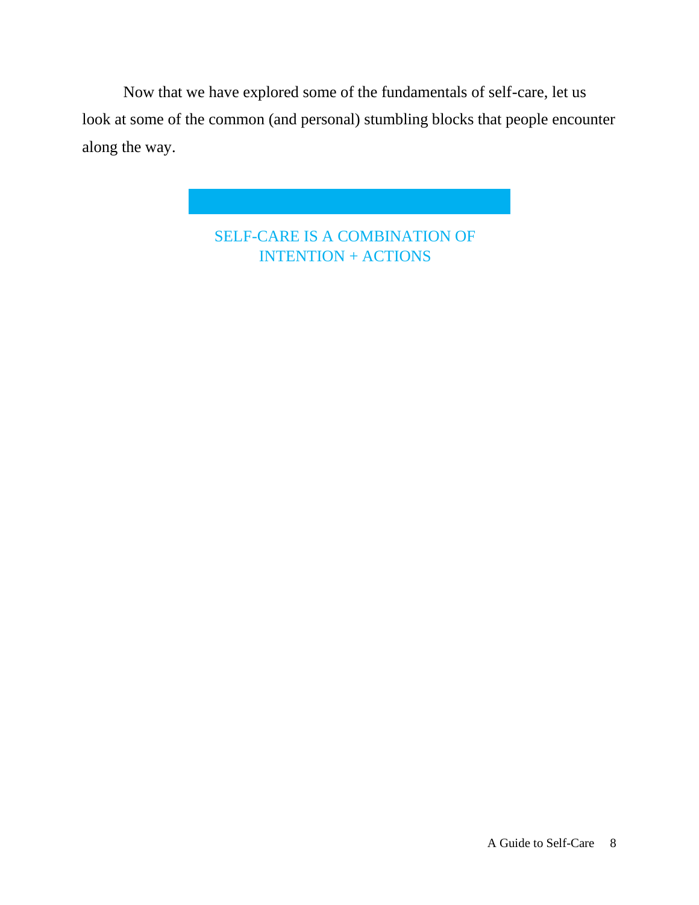Now that we have explored some of the fundamentals of self-care, let us look at some of the common (and personal) stumbling blocks that people encounter along the way.

SELF-CARE IS A COMBINATION OF
INTENTION + ACTIONS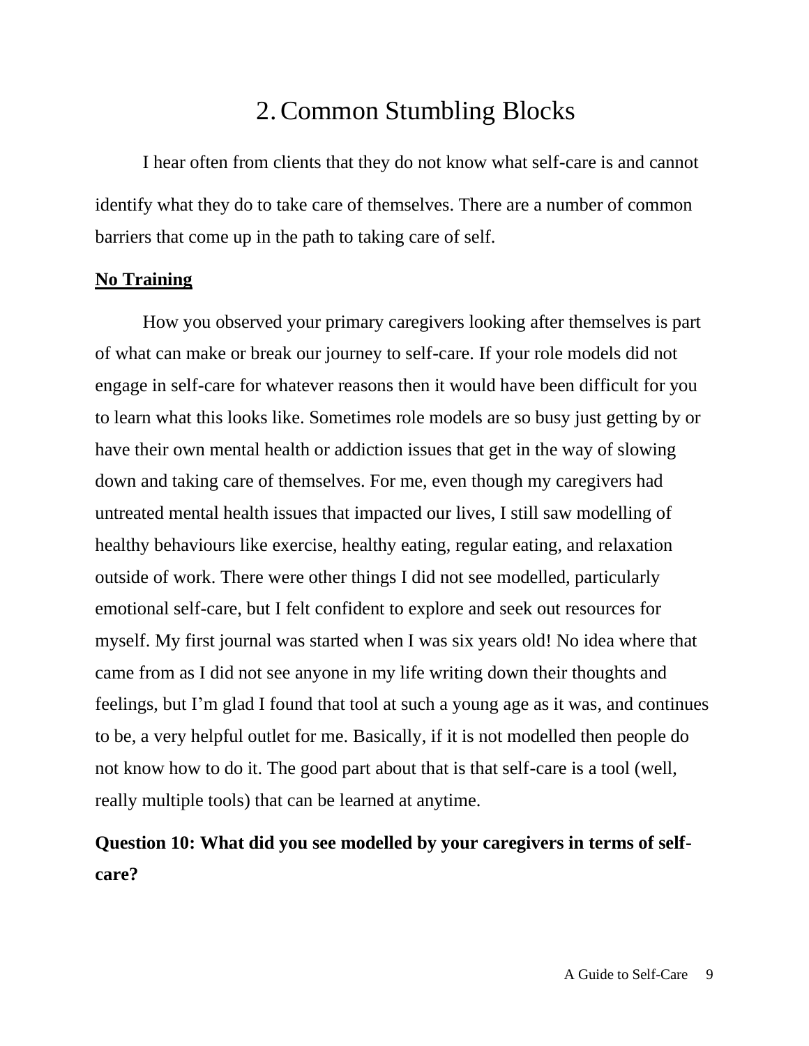# 2. Common Stumbling Blocks

I hear often from clients that they do not know what self-care is and cannot identify what they do to take care of themselves. There are a number of common barriers that come up in the path to taking care of self.

## No Training

How you observed your primary caregivers looking after themselves is part of what can make or break our journey to self-care. If your role models did not engage in self-care for whatever reasons then it would have been difficult for you to learn what this looks like. Sometimes role models are so busy just getting by or have their own mental health or addiction issues that get in the way of slowing down and taking care of themselves. For me, even though my caregivers had untreated mental health issues that impacted our lives, I still saw modelling of healthy behaviours like exercise, healthy eating, regular eating, and relaxation outside of work. There were other things I did not see modelled, particularly emotional self-care, but I felt confident to explore and seek out resources for myself. My first journal was started when I was six years old! No idea where that came from as I did not see anyone in my life writing down their thoughts and feelings, but I'm glad I found that tool at such a young age as it was, and continues to be, a very helpful outlet for me. Basically, if it is not modelled then people do not know how to do it. The good part about that is that self-care is a tool (well, really multiple tools) that can be learned at anytime.

**Question 10: What did you see modelled by your caregivers in terms of self-care?**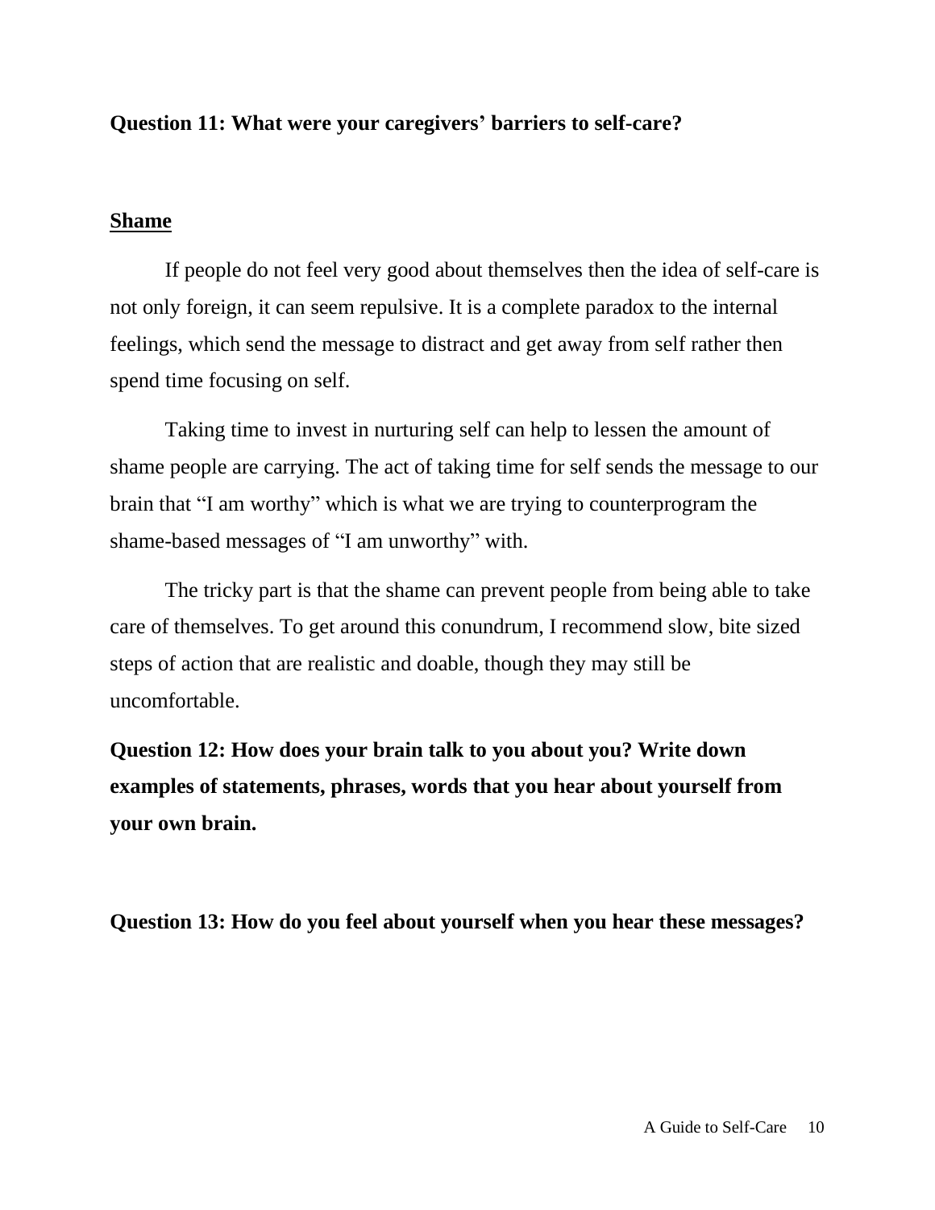**Question 11: What were your caregivers' barriers to self-care?**

## Shame

If people do not feel very good about themselves then the idea of self-care is not only foreign, it can seem repulsive. It is a complete paradox to the internal feelings, which send the message to distract and get away from self rather then spend time focusing on self.

Taking time to invest in nurturing self can help to lessen the amount of shame people are carrying. The act of taking time for self sends the message to our brain that "I am worthy" which is what we are trying to counterprogram the shame-based messages of "I am unworthy" with.

The tricky part is that the shame can prevent people from being able to take care of themselves. To get around this conundrum, I recommend slow, bite sized steps of action that are realistic and doable, though they may still be uncomfortable.

**Question 12: How does your brain talk to you about you? Write down examples of statements, phrases, words that you hear about yourself from your own brain.**

**Question 13: How do you feel about yourself when you hear these messages?**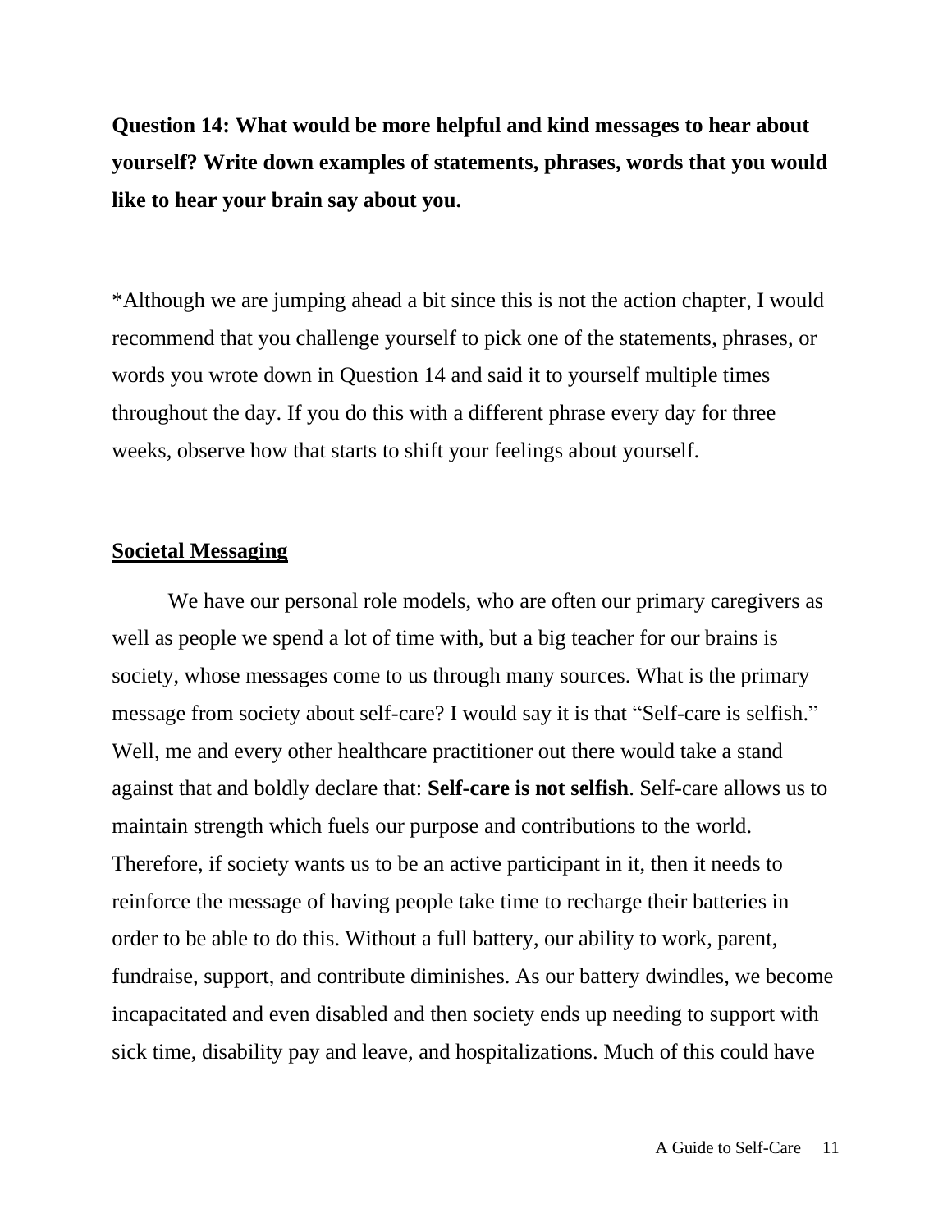**Question 14: What would be more helpful and kind messages to hear about yourself? Write down examples of statements, phrases, words that you would like to hear your brain say about you.**

*Although we are jumping ahead a bit since this is not the action chapter, I would recommend that you challenge yourself to pick one of the statements, phrases, or words you wrote down in Question 14 and said it to yourself multiple times throughout the day. If you do this with a different phrase every day for three weeks, observe how that starts to shift your feelings about yourself.

## Societal Messaging

We have our personal role models, who are often our primary caregivers as well as people we spend a lot of time with, but a big teacher for our brains is society, whose messages come to us through many sources. What is the primary message from society about self-care? I would say it is that "Self-care is selfish." Well, me and every other healthcare practitioner out there would take a stand against that and boldly declare that: **Self-care is not selfish**. Self-care allows us to maintain strength which fuels our purpose and contributions to the world. Therefore, if society wants us to be an active participant in it, then it needs to reinforce the message of having people take time to recharge their batteries in order to be able to do this. Without a full battery, our ability to work, parent, fundraise, support, and contribute diminishes. As our battery dwindles, we become incapacitated and even disabled and then society ends up needing to support with sick time, disability pay and leave, and hospitalizations. Much of this could have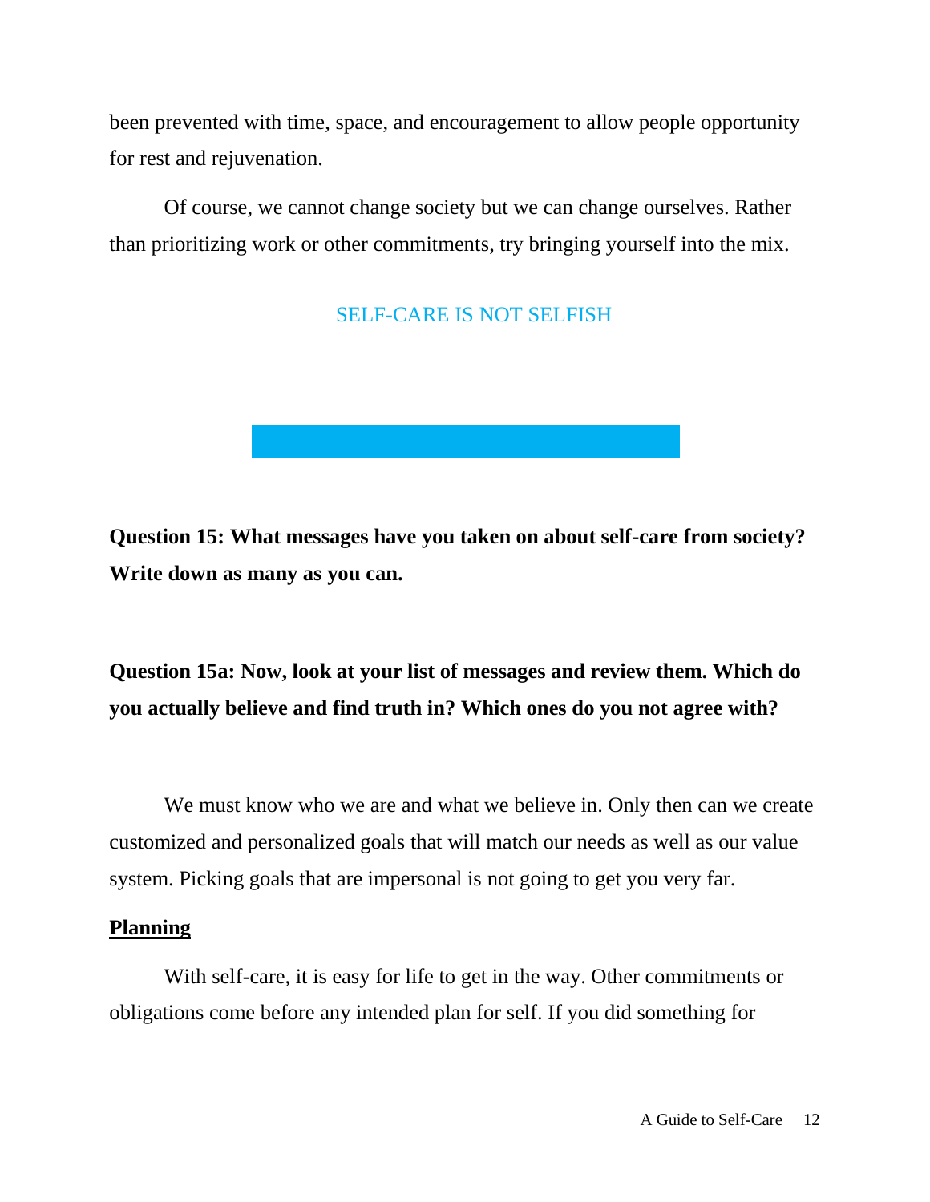been prevented with time, space, and encouragement to allow people opportunity for rest and rejuvenation.

Of course, we cannot change society but we can change ourselves. Rather than prioritizing work or other commitments, try bringing yourself into the mix.

SELF-CARE IS NOT SELFISH

**Question 15: What messages have you taken on about self-care from society? Write down as many as you can.**

**Question 15a: Now, look at your list of messages and review them. Which do you actually believe and find truth in? Which ones do you not agree with?**

We must know who we are and what we believe in. Only then can we create customized and personalized goals that will match our needs as well as our value system. Picking goals that are impersonal is not going to get you very far.

## Planning

With self-care, it is easy for life to get in the way. Other commitments or obligations come before any intended plan for self. If you did something for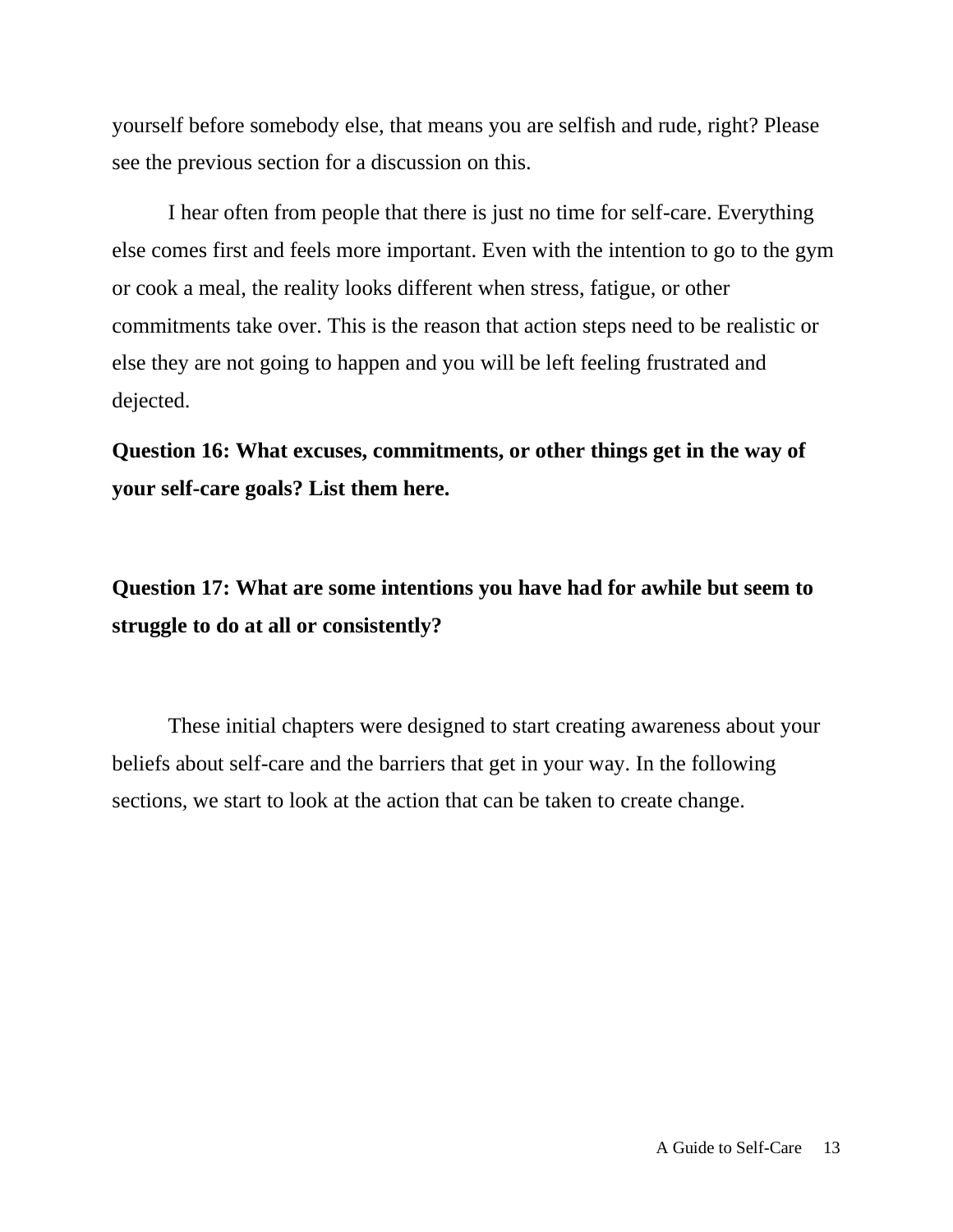yourself before somebody else, that means you are selfish and rude, right? Please see the previous section for a discussion on this.

I hear often from people that there is just no time for self-care. Everything else comes first and feels more important. Even with the intention to go to the gym or cook a meal, the reality looks different when stress, fatigue, or other commitments take over. This is the reason that action steps need to be realistic or else they are not going to happen and you will be left feeling frustrated and dejected.

**Question 16: What excuses, commitments, or other things get in the way of your self-care goals? List them here.**

**Question 17: What are some intentions you have had for awhile but seem to struggle to do at all or consistently?**

These initial chapters were designed to start creating awareness about your beliefs about self-care and the barriers that get in your way. In the following sections, we start to look at the action that can be taken to create change.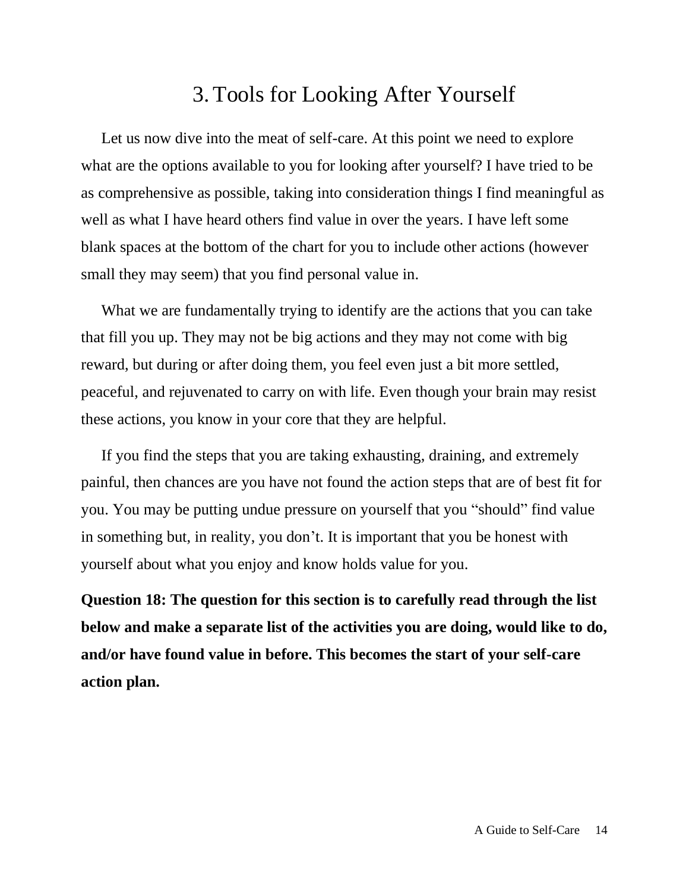# 3. Tools for Looking After Yourself

Let us now dive into the meat of self-care. At this point we need to explore what are the options available to you for looking after yourself? I have tried to be as comprehensive as possible, taking into consideration things I find meaningful as well as what I have heard others find value in over the years. I have left some blank spaces at the bottom of the chart for you to include other actions (however small they may seem) that you find personal value in.

What we are fundamentally trying to identify are the actions that you can take that fill you up. They may not be big actions and they may not come with big reward, but during or after doing them, you feel even just a bit more settled, peaceful, and rejuvenated to carry on with life. Even though your brain may resist these actions, you know in your core that they are helpful.

If you find the steps that you are taking exhausting, draining, and extremely painful, then chances are you have not found the action steps that are of best fit for you. You may be putting undue pressure on yourself that you "should" find value in something but, in reality, you don't. It is important that you be honest with yourself about what you enjoy and know holds value for you.

**Question 18: The question for this section is to carefully read through the list below and make a separate list of the activities you are doing, would like to do, and/or have found value in before. This becomes the start of your self-care action plan.**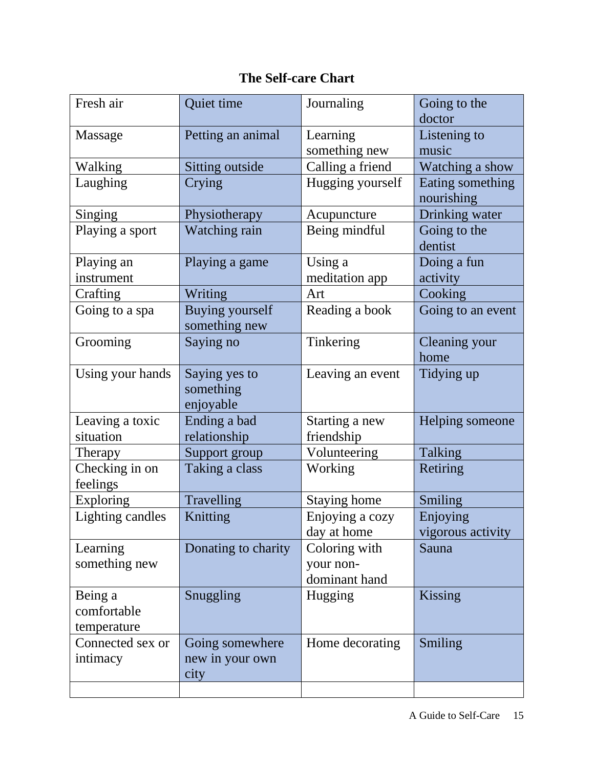## The Self-care Chart

| | | | |
|---|---|---|---|
| Fresh air | Quiet time | Journaling | Going to the doctor |
| Massage | Petting an animal | Learning something new | Listening to music |
| Walking | Sitting outside | Calling a friend | Watching a show |
| Laughing | Crying | Hugging yourself | Eating something nourishing |
| Singing | Physiotherapy | Acupuncture | Drinking water |
| Playing a sport | Watching rain | Being mindful | Going to the dentist |
| Playing an instrument | Playing a game | Using a meditation app | Doing a fun activity |
| Crafting | Writing | Art | Cooking |
| Going to a spa | Buying yourself something new | Reading a book | Going to an event |
| Grooming | Saying no | Tinkering | Cleaning your home |
| Using your hands | Saying yes to something enjoyable | Leaving an event | Tidying up |
| Leaving a toxic situation | Ending a bad relationship | Starting a new friendship | Helping someone |
| Therapy | Support group | Volunteering | Talking |
| Checking in on feelings | Taking a class | Working | Retiring |
| Exploring | Travelling | Staying home | Smiling |
| Lighting candles | Knitting | Enjoying a cozy day at home | Enjoying vigorous activity |
| Learning something new | Donating to charity | Coloring with your non-dominant hand | Sauna |
| Being a comfortable temperature | Snuggling | Hugging | Kissing |
| Connected sex or intimacy | Going somewhere new in your own city | Home decorating | Smiling |
| | | | |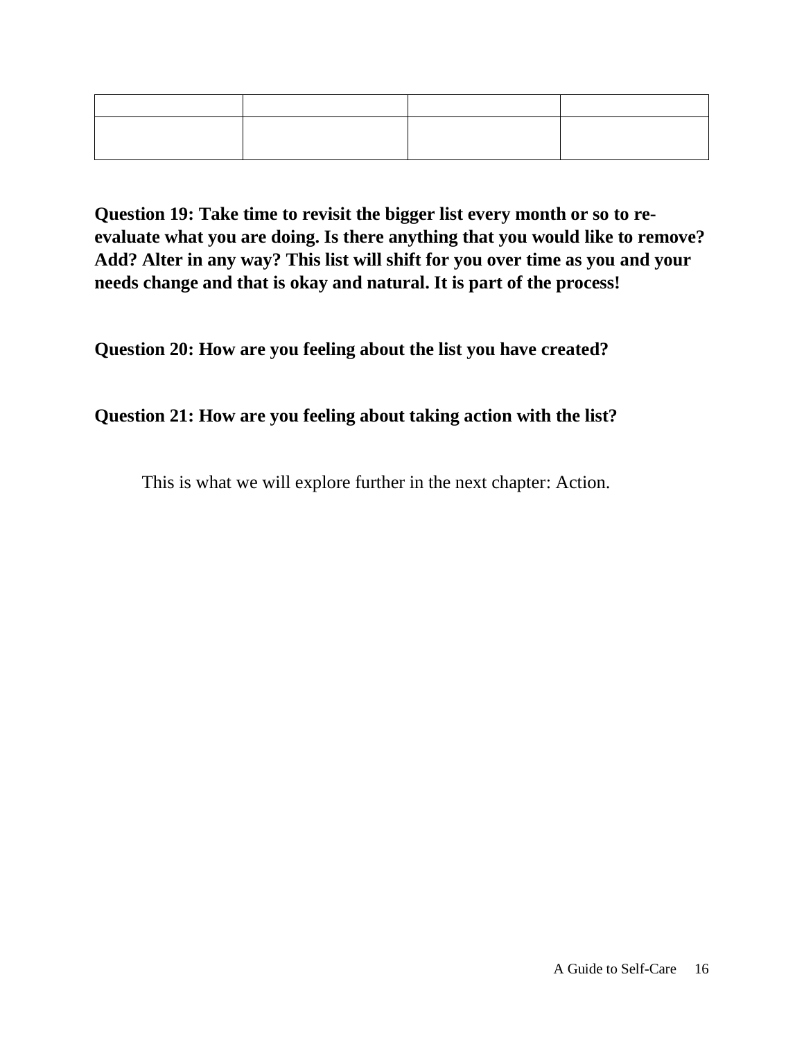| | | | |
|---|---|---|---|
| | | | |

**Question 19: Take time to revisit the bigger list every month or so to re-evaluate what you are doing. Is there anything that you would like to remove? Add? Alter in any way? This list will shift for you over time as you and your needs change and that is okay and natural. It is part of the process!**

**Question 20: How are you feeling about the list you have created?**

**Question 21: How are you feeling about taking action with the list?**

This is what we will explore further in the next chapter: Action.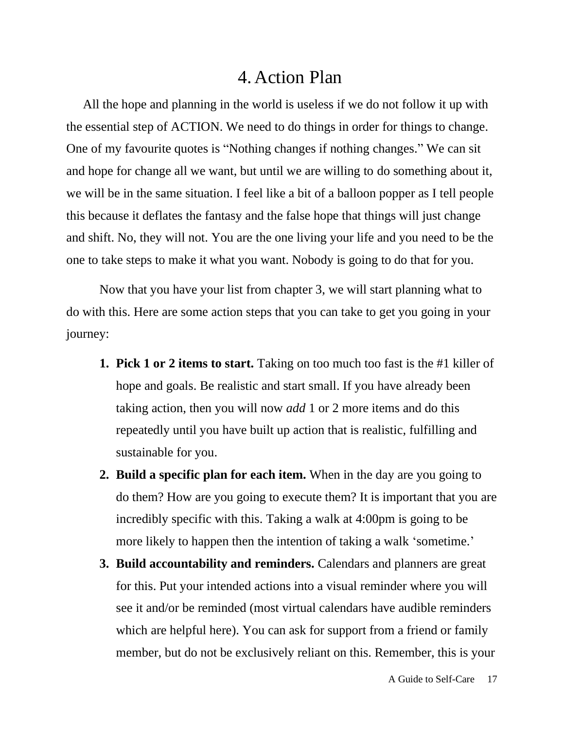# 4. Action Plan

All the hope and planning in the world is useless if we do not follow it up with the essential step of ACTION. We need to do things in order for things to change. One of my favourite quotes is “Nothing changes if nothing changes.” We can sit and hope for change all we want, but until we are willing to do something about it, we will be in the same situation. I feel like a bit of a balloon popper as I tell people this because it deflates the fantasy and the false hope that things will just change and shift. No, they will not. You are the one living your life and you need to be the one to take steps to make it what you want. Nobody is going to do that for you.

Now that you have your list from chapter 3, we will start planning what to do with this. Here are some action steps that you can take to get you going in your journey:

1. **Pick 1 or 2 items to start.** Taking on too much too fast is the #1 killer of hope and goals. Be realistic and start small. If you have already been taking action, then you will now *add* 1 or 2 more items and do this repeatedly until you have built up action that is realistic, fulfilling and sustainable for you.
2. **Build a specific plan for each item.** When in the day are you going to do them? How are you going to execute them? It is important that you are incredibly specific with this. Taking a walk at 4:00pm is going to be more likely to happen then the intention of taking a walk ‘sometime.’
3. **Build accountability and reminders.** Calendars and planners are great for this. Put your intended actions into a visual reminder where you will see it and/or be reminded (most virtual calendars have audible reminders which are helpful here). You can ask for support from a friend or family member, but do not be exclusively reliant on this. Remember, this is your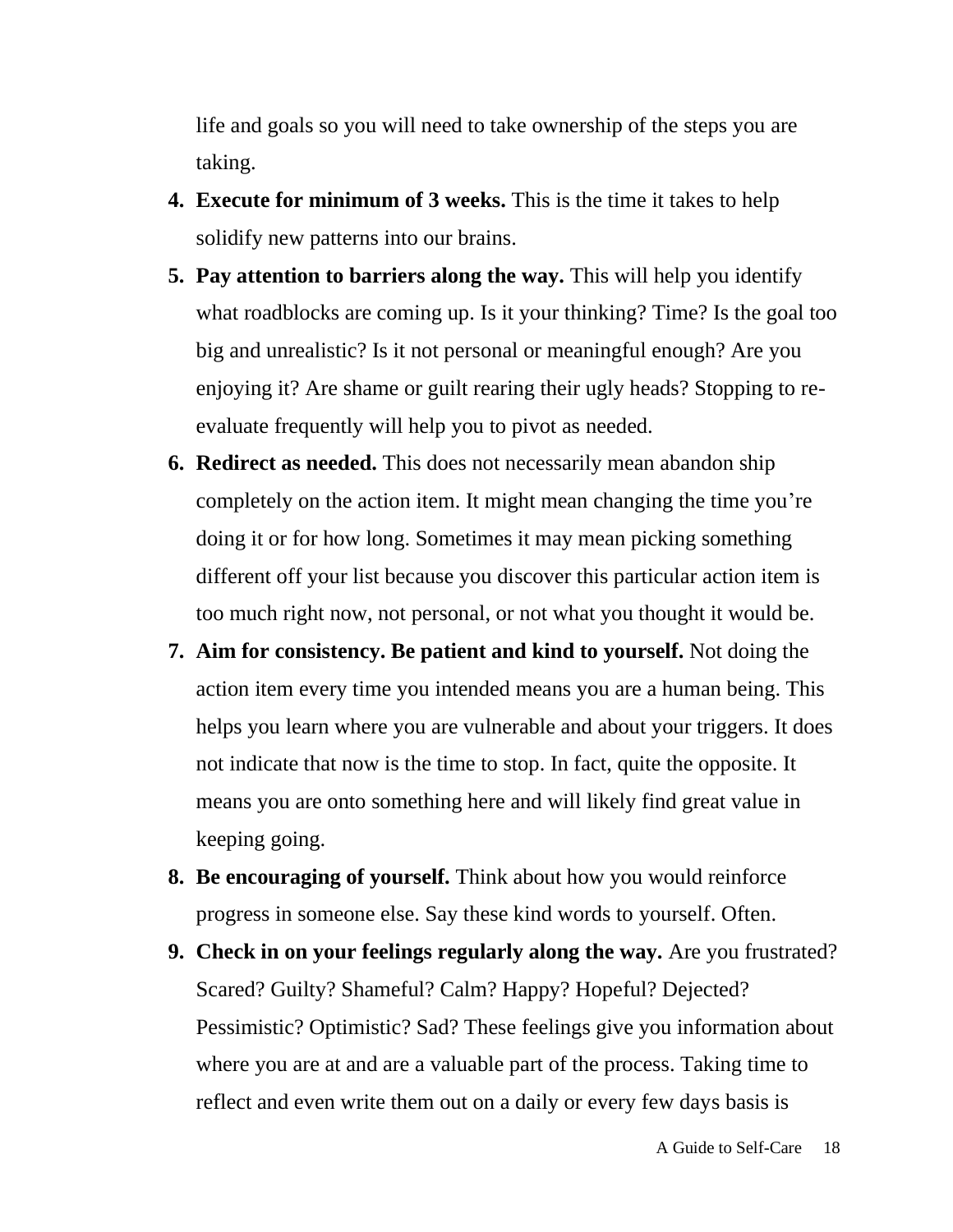life and goals so you will need to take ownership of the steps you are taking.

4. **Execute for minimum of 3 weeks.** This is the time it takes to help solidify new patterns into our brains.
5. **Pay attention to barriers along the way.** This will help you identify what roadblocks are coming up. Is it your thinking? Time? Is the goal too big and unrealistic? Is it not personal or meaningful enough? Are you enjoying it? Are shame or guilt rearing their ugly heads? Stopping to re-evaluate frequently will help you to pivot as needed.
6. **Redirect as needed.** This does not necessarily mean abandon ship completely on the action item. It might mean changing the time you're doing it or for how long. Sometimes it may mean picking something different off your list because you discover this particular action item is too much right now, not personal, or not what you thought it would be.
7. **Aim for consistency. Be patient and kind to yourself.** Not doing the action item every time you intended means you are a human being. This helps you learn where you are vulnerable and about your triggers. It does not indicate that now is the time to stop. In fact, quite the opposite. It means you are onto something here and will likely find great value in keeping going.
8. **Be encouraging of yourself.** Think about how you would reinforce progress in someone else. Say these kind words to yourself. Often.
9. **Check in on your feelings regularly along the way.** Are you frustrated? Scared? Guilty? Shameful? Calm? Happy? Hopeful? Dejected? Pessimistic? Optimistic? Sad? These feelings give you information about where you are at and are a valuable part of the process. Taking time to reflect and even write them out on a daily or every few days basis is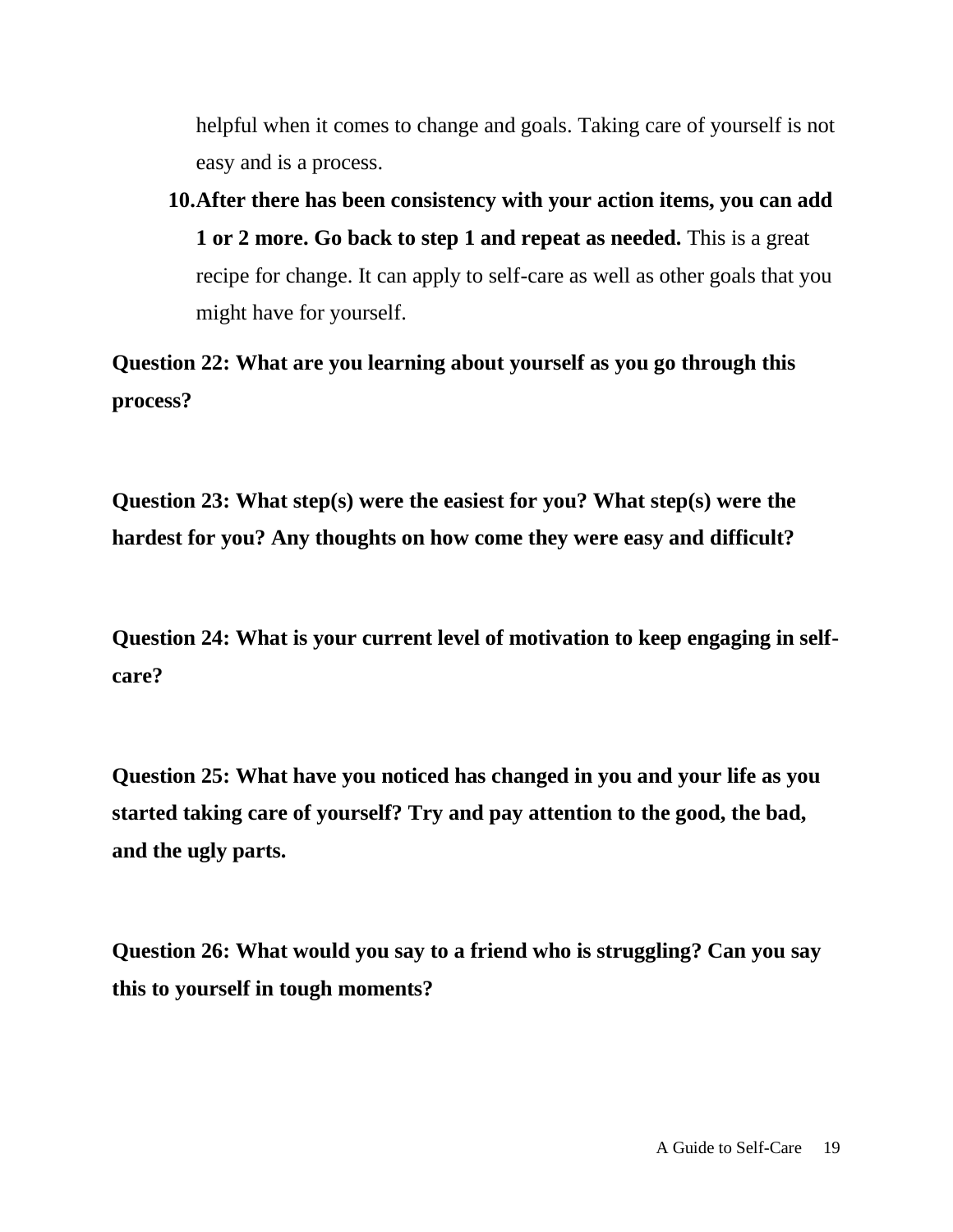helpful when it comes to change and goals. Taking care of yourself is not easy and is a process.

10. **After there has been consistency with your action items, you can add 1 or 2 more. Go back to step 1 and repeat as needed.** This is a great recipe for change. It can apply to self-care as well as other goals that you might have for yourself.

**Question 22: What are you learning about yourself as you go through this process?**

**Question 23: What step(s) were the easiest for you? What step(s) were the hardest for you? Any thoughts on how come they were easy and difficult?**

**Question 24: What is your current level of motivation to keep engaging in self-care?**

**Question 25: What have you noticed has changed in you and your life as you started taking care of yourself? Try and pay attention to the good, the bad, and the ugly parts.**

**Question 26: What would you say to a friend who is struggling? Can you say this to yourself in tough moments?**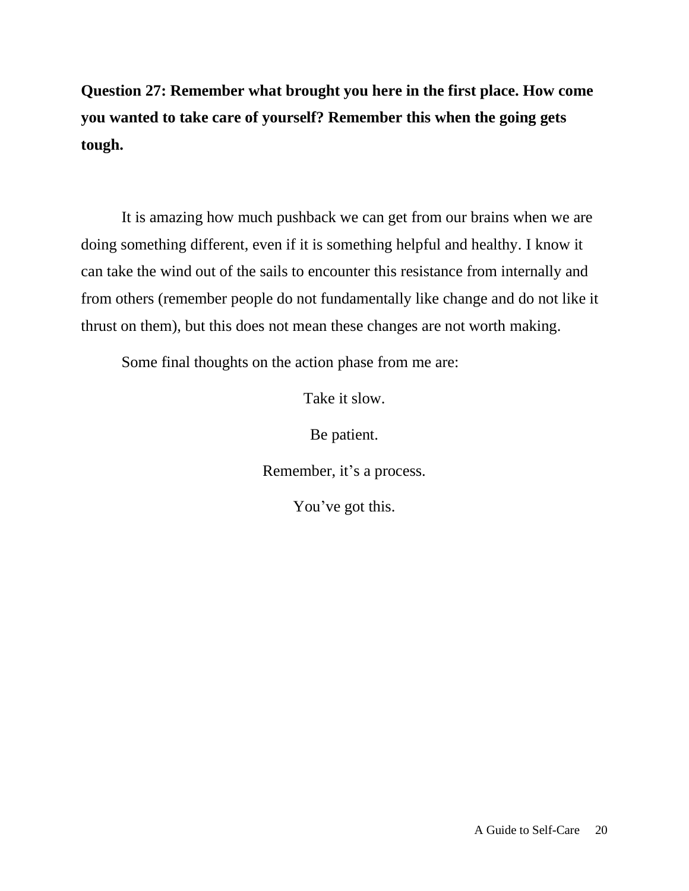**Question 27: Remember what brought you here in the first place. How come you wanted to take care of yourself? Remember this when the going gets tough.**

It is amazing how much pushback we can get from our brains when we are doing something different, even if it is something helpful and healthy. I know it can take the wind out of the sails to encounter this resistance from internally and from others (remember people do not fundamentally like change and do not like it thrust on them), but this does not mean these changes are not worth making.

Some final thoughts on the action phase from me are:

Take it slow.

Be patient.

Remember, it's a process.

You've got this.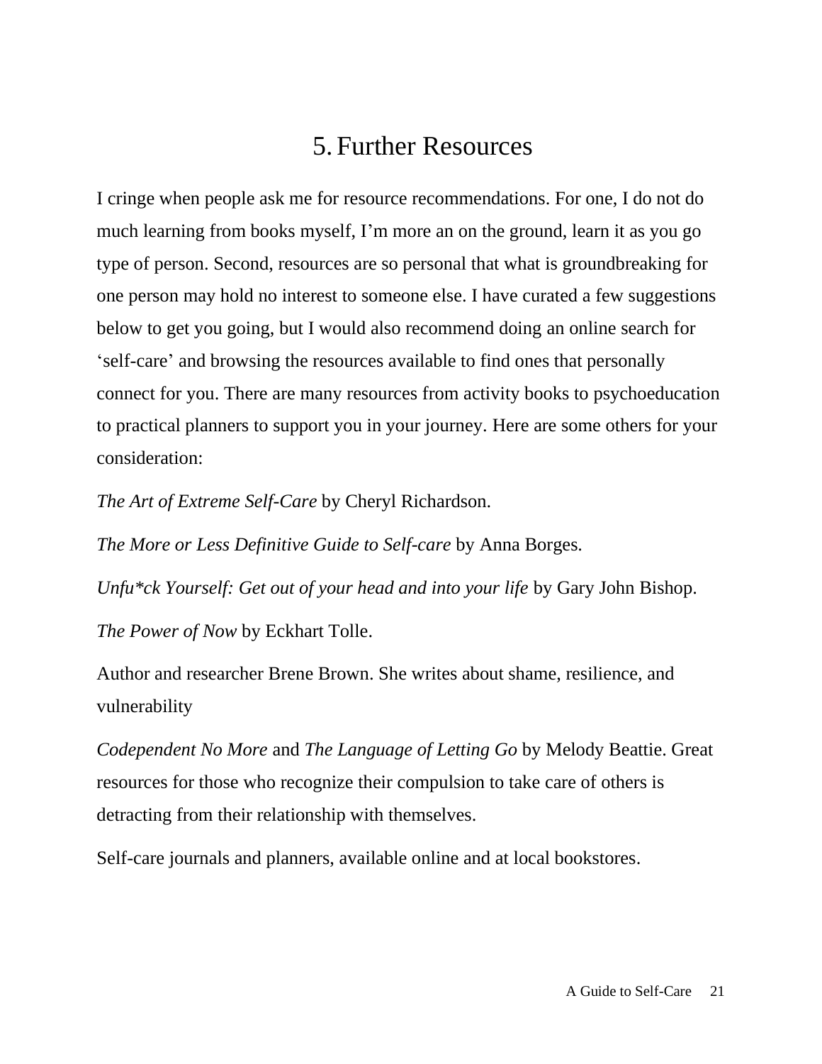# 5. Further Resources

I cringe when people ask me for resource recommendations. For one, I do not do much learning from books myself, I'm more an on the ground, learn it as you go type of person. Second, resources are so personal that what is groundbreaking for one person may hold no interest to someone else. I have curated a few suggestions below to get you going, but I would also recommend doing an online search for 'self-care' and browsing the resources available to find ones that personally connect for you. There are many resources from activity books to psychoeducation to practical planners to support you in your journey. Here are some others for your consideration:

*The Art of Extreme Self-Care* by Cheryl Richardson.

*The More or Less Definitive Guide to Self-care* by Anna Borges.

*Unfu*ck Yourself: Get out of your head and into your life* by Gary John Bishop.

*The Power of Now* by Eckhart Tolle.

Author and researcher Brene Brown. She writes about shame, resilience, and vulnerability

*Codependent No More* and *The Language of Letting Go* by Melody Beattie. Great resources for those who recognize their compulsion to take care of others is detracting from their relationship with themselves.

Self-care journals and planners, available online and at local bookstores.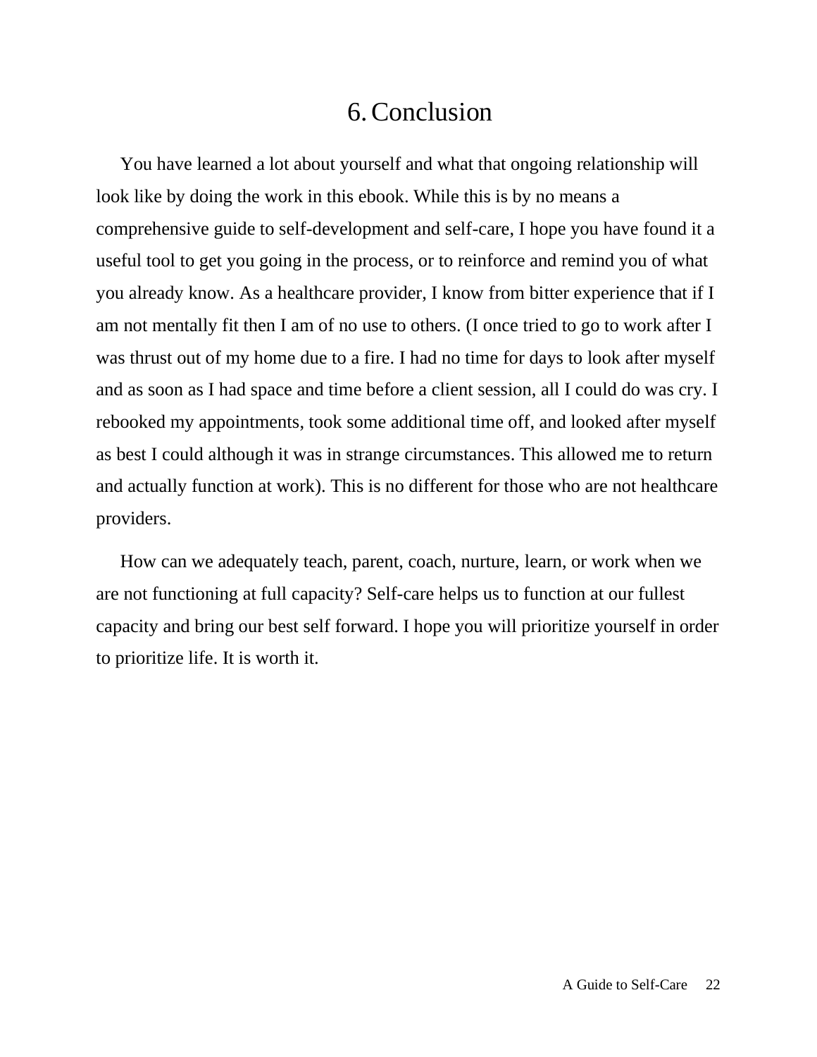# 6. Conclusion

You have learned a lot about yourself and what that ongoing relationship will look like by doing the work in this ebook. While this is by no means a comprehensive guide to self-development and self-care, I hope you have found it a useful tool to get you going in the process, or to reinforce and remind you of what you already know. As a healthcare provider, I know from bitter experience that if I am not mentally fit then I am of no use to others. (I once tried to go to work after I was thrust out of my home due to a fire. I had no time for days to look after myself and as soon as I had space and time before a client session, all I could do was cry. I rebooked my appointments, took some additional time off, and looked after myself as best I could although it was in strange circumstances. This allowed me to return and actually function at work). This is no different for those who are not healthcare providers.

How can we adequately teach, parent, coach, nurture, learn, or work when we are not functioning at full capacity? Self-care helps us to function at our fullest capacity and bring our best self forward. I hope you will prioritize yourself in order to prioritize life. It is worth it.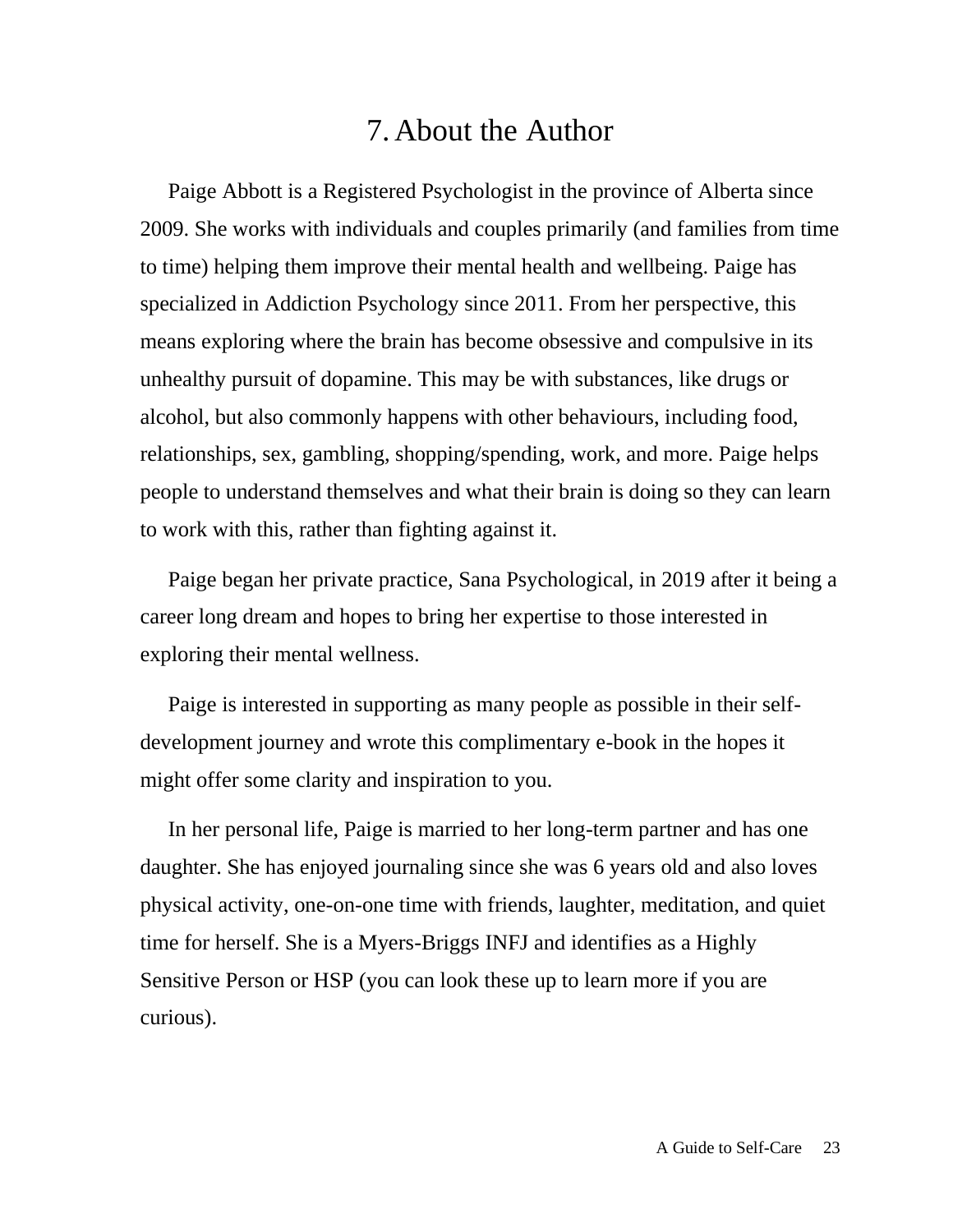# 7. About the Author

Paige Abbott is a Registered Psychologist in the province of Alberta since 2009. She works with individuals and couples primarily (and families from time to time) helping them improve their mental health and wellbeing. Paige has specialized in Addiction Psychology since 2011. From her perspective, this means exploring where the brain has become obsessive and compulsive in its unhealthy pursuit of dopamine. This may be with substances, like drugs or alcohol, but also commonly happens with other behaviours, including food, relationships, sex, gambling, shopping/spending, work, and more. Paige helps people to understand themselves and what their brain is doing so they can learn to work with this, rather than fighting against it.

Paige began her private practice, Sana Psychological, in 2019 after it being a career long dream and hopes to bring her expertise to those interested in exploring their mental wellness.

Paige is interested in supporting as many people as possible in their self-development journey and wrote this complimentary e-book in the hopes it might offer some clarity and inspiration to you.

In her personal life, Paige is married to her long-term partner and has one daughter. She has enjoyed journaling since she was 6 years old and also loves physical activity, one-on-one time with friends, laughter, meditation, and quiet time for herself. She is a Myers-Briggs INFJ and identifies as a Highly Sensitive Person or HSP (you can look these up to learn more if you are curious).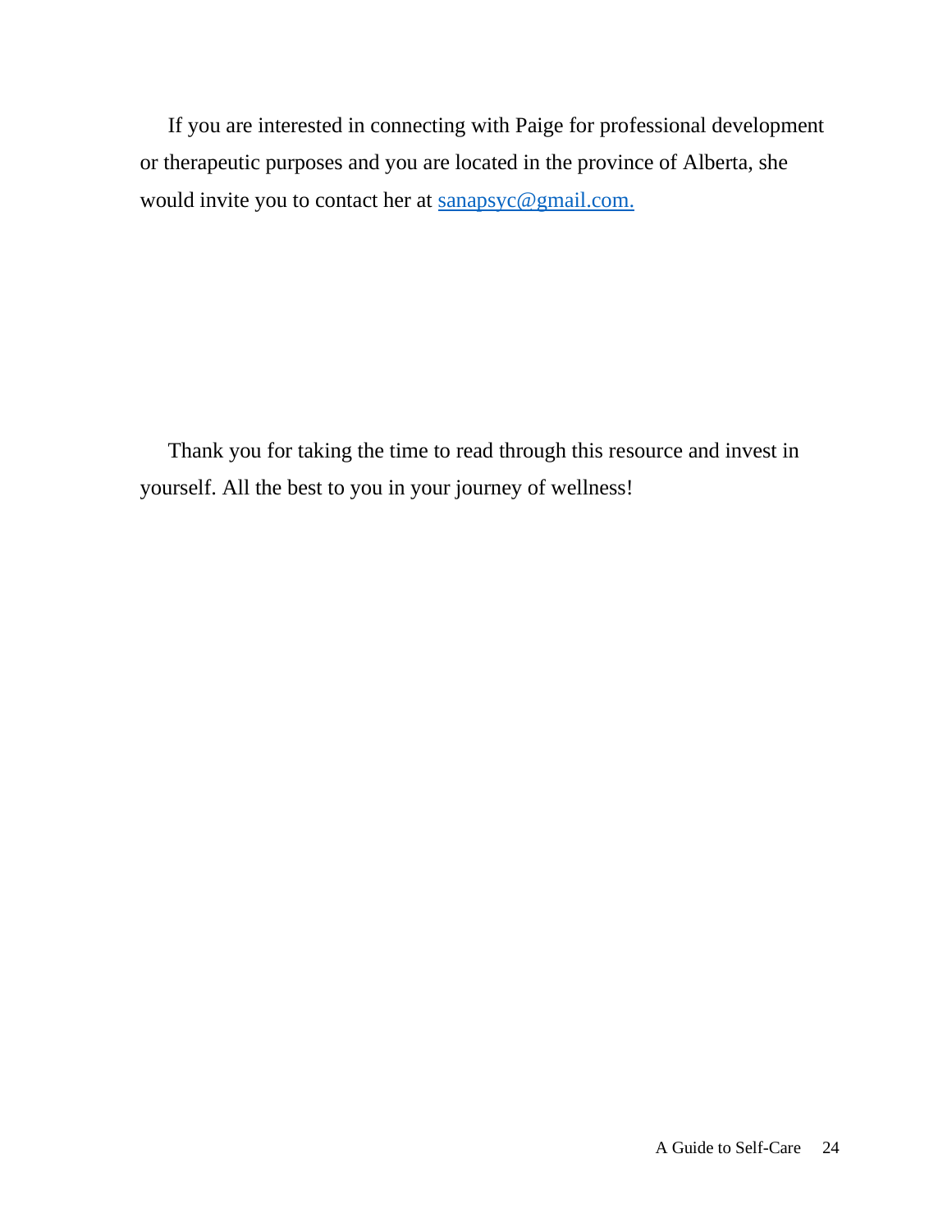If you are interested in connecting with Paige for professional development or therapeutic purposes and you are located in the province of Alberta, she would invite you to contact her at sanapsyc@gmail.com.

Thank you for taking the time to read through this resource and invest in yourself. All the best to you in your journey of wellness!